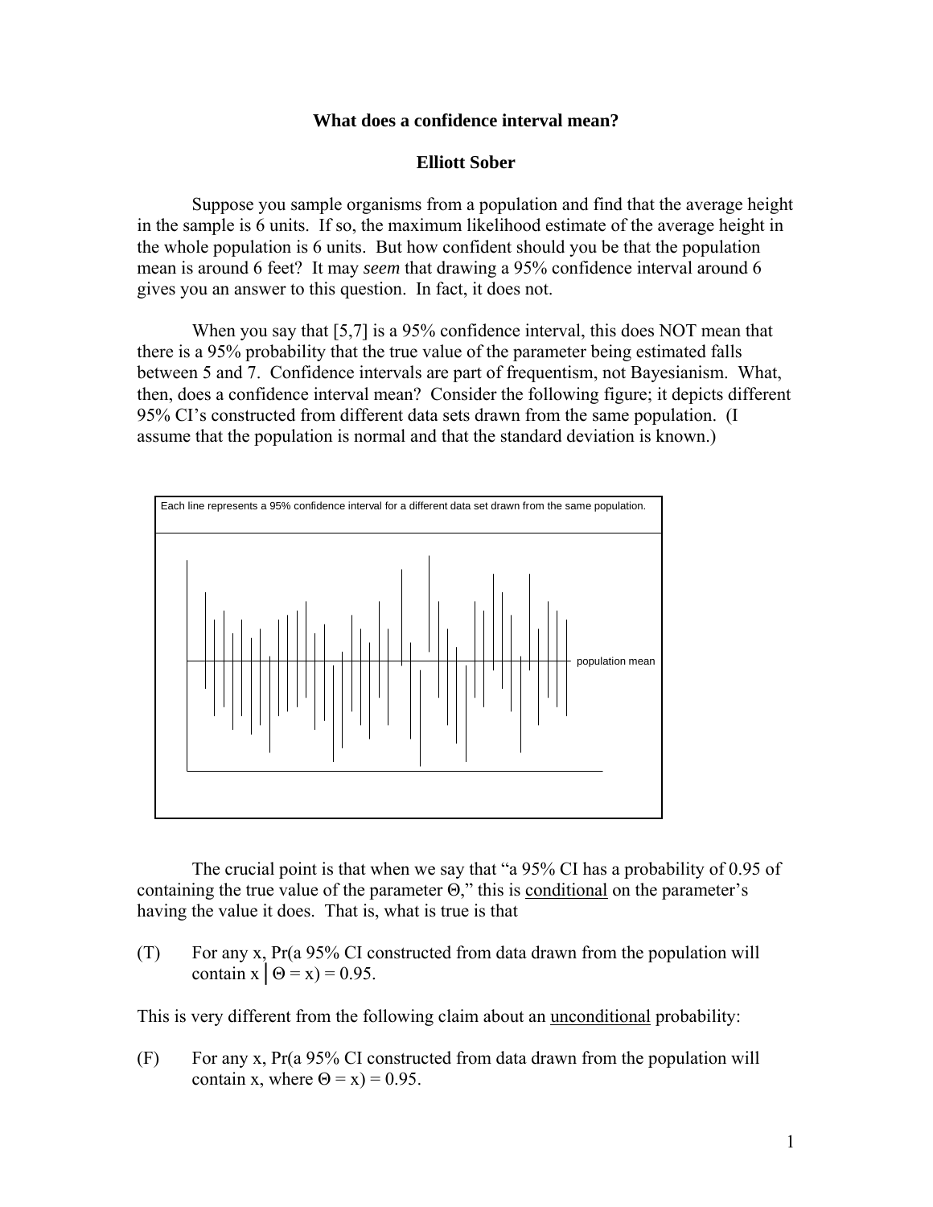# What does a confidence interval mean?

**Elliott Sober**

Suppose you sample organisms from a population and find that the average height in the sample is 6 units. If so, the maximum likelihood estimate of the average height in the whole population is 6 units. But how confident should you be that the population mean is around 6 feet? It may *seem* that drawing a 95% confidence interval around 6 gives you an answer to this question. In fact, it does not.

When you say that [5,7] is a 95% confidence interval, this does NOT mean that there is a 95% probability that the true value of the parameter being estimated falls between 5 and 7. Confidence intervals are part of frequentism, not Bayesianism. What, then, does a confidence interval mean? Consider the following figure; it depicts different 95% CI's constructed from different data sets drawn from the same population. (I assume that the population is normal and that the standard deviation is known.)

Each line represents a 95% confidence interval for a different data set drawn from the same population.

population mean

The crucial point is that when we say that "a 95% CI has a probability of 0.95 of containing the true value of the parameter Θ," this is <u>conditional</u> on the parameter's having the value it does. That is, what is true is that

(T) For any x, Pr(a 95% CI constructed from data drawn from the population will contain x | Θ = x) = 0.95.

This is very different from the following claim about an <u>unconditional</u> probability:

(F) For any x, Pr(a 95% CI constructed from data drawn from the population will contain x, where Θ = x) = 0.95.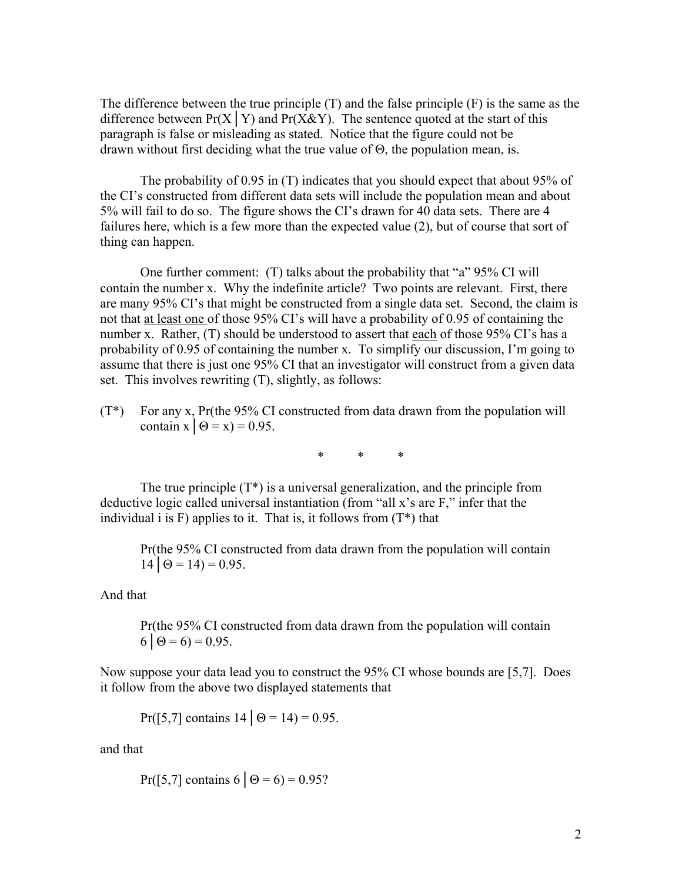The difference between the true principle (T) and the false principle (F) is the same as the difference between $\Pr(X \mid Y)$ and $\Pr(X\&Y)$. The sentence quoted at the start of this paragraph is false or misleading as stated. Notice that the figure could not be drawn without first deciding what the true value of $\Theta$, the population mean, is.

The probability of 0.95 in (T) indicates that you should expect that about 95% of the CI's constructed from different data sets will include the population mean and about 5% will fail to do so. The figure shows the CI's drawn for 40 data sets. There are 4 failures here, which is a few more than the expected value (2), but of course that sort of thing can happen.

One further comment: (T) talks about the probability that "a" 95% CI will contain the number x. Why the indefinite article? Two points are relevant. First, there are many 95% CI's that might be constructed from a single data set. Second, the claim is not that <u>at least one</u> of those 95% CI's will have a probability of 0.95 of containing the number x. Rather, (T) should be understood to assert that <u>each</u> of those 95% CI's has a probability of 0.95 of containing the number x. To simplify our discussion, I'm going to assume that there is just one 95% CI that an investigator will construct from a given data set. This involves rewriting (T), slightly, as follows:

(T*) For any x, Pr(the 95% CI constructed from data drawn from the population will contain $x \mid \Theta = x) = 0.95$.

\*   \*   \*

The true principle (T*) is a universal generalization, and the principle from deductive logic called universal instantiation (from "all x's are F," infer that the individual i is F) applies to it. That is, it follows from (T*) that

> Pr(the 95% CI constructed from data drawn from the population will contain $14 \mid \Theta = 14) = 0.95$.

And that

> Pr(the 95% CI constructed from data drawn from the population will contain $6 \mid \Theta = 6) = 0.95$.

Now suppose your data lead you to construct the 95% CI whose bounds are [5,7]. Does it follow from the above two displayed statements that

> Pr([5,7] contains $14 \mid \Theta = 14) = 0.95$.

and that

> Pr([5,7] contains $6 \mid \Theta = 6) = 0.95$?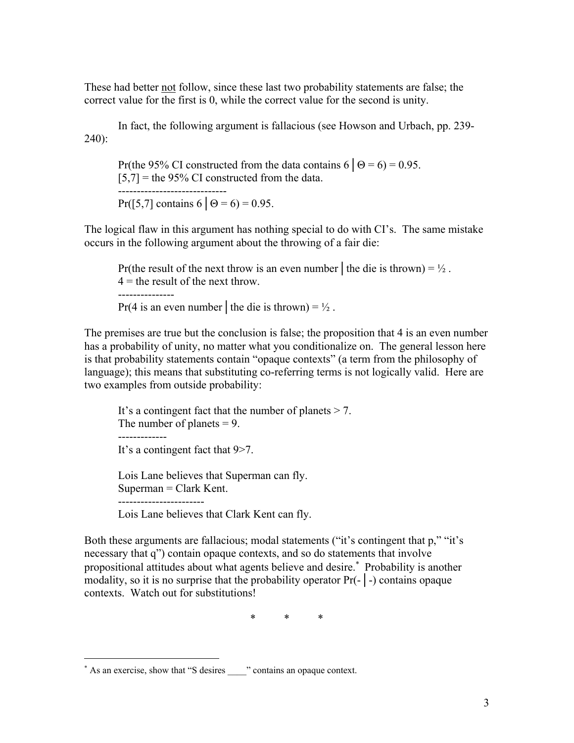These had better not follow, since these last two probability statements are false; the correct value for the first is 0, while the correct value for the second is unity.

In fact, the following argument is fallacious (see Howson and Urbach, pp. 239-240):

> Pr(the 95% CI constructed from the data contains 6 | $\Theta = 6$) = 0.95.
> [5,7] = the 95% CI constructed from the data.
> -----------------------------
> Pr([5,7] contains 6 | $\Theta = 6$) = 0.95.

The logical flaw in this argument has nothing special to do with CI's. The same mistake occurs in the following argument about the throwing of a fair die:

> Pr(the result of the next throw is an even number | the die is thrown) = ½ .
> 4 = the result of the next throw.
> ---------------
> Pr(4 is an even number | the die is thrown) = ½ .

The premises are true but the conclusion is false; the proposition that 4 is an even number has a probability of unity, no matter what you conditionalize on. The general lesson here is that probability statements contain "opaque contexts" (a term from the philosophy of language); this means that substituting co-referring terms is not logically valid. Here are two examples from outside probability:

> It's a contingent fact that the number of planets > 7.
> The number of planets = 9.
> -------------
> It's a contingent fact that 9>7.

> Lois Lane believes that Superman can fly.
> Superman = Clark Kent.
> -----------------------
> Lois Lane believes that Clark Kent can fly.

Both these arguments are fallacious; modal statements ("it's contingent that p," "it's necessary that q") contain opaque contexts, and so do statements that involve propositional attitudes about what agents believe and desire.[*] Probability is another modality, so it is no surprise that the probability operator Pr(- | -) contains opaque contexts. Watch out for substitutions!

\* \* \*

---

[*] As an exercise, show that "S desires ____" contains an opaque context.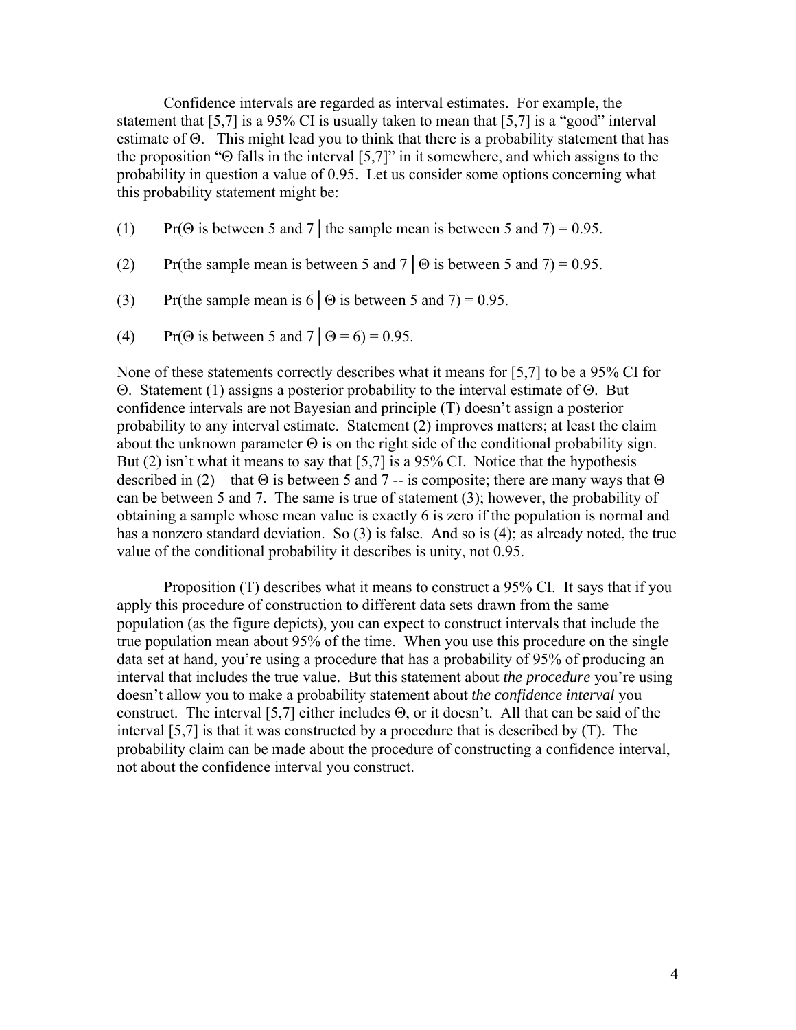Confidence intervals are regarded as interval estimates. For example, the statement that [5,7] is a 95% CI is usually taken to mean that [5,7] is a "good" interval estimate of $\Theta$. This might lead you to think that there is a probability statement that has the proposition "$\Theta$ falls in the interval [5,7]" in it somewhere, and which assigns to the probability in question a value of 0.95. Let us consider some options concerning what this probability statement might be:

(1) Pr($\Theta$ is between 5 and 7 | the sample mean is between 5 and 7) = 0.95.

(2) Pr(the sample mean is between 5 and 7 | $\Theta$ is between 5 and 7) = 0.95.

(3) Pr(the sample mean is 6 | $\Theta$ is between 5 and 7) = 0.95.

(4) Pr($\Theta$ is between 5 and 7 | $\Theta$ = 6) = 0.95.

None of these statements correctly describes what it means for [5,7] to be a 95% CI for $\Theta$. Statement (1) assigns a posterior probability to the interval estimate of $\Theta$. But confidence intervals are not Bayesian and principle (T) doesn't assign a posterior probability to any interval estimate. Statement (2) improves matters; at least the claim about the unknown parameter $\Theta$ is on the right side of the conditional probability sign. But (2) isn't what it means to say that [5,7] is a 95% CI. Notice that the hypothesis described in (2) – that $\Theta$ is between 5 and 7 -- is composite; there are many ways that $\Theta$ can be between 5 and 7. The same is true of statement (3); however, the probability of obtaining a sample whose mean value is exactly 6 is zero if the population is normal and has a nonzero standard deviation. So (3) is false. And so is (4); as already noted, the true value of the conditional probability it describes is unity, not 0.95.

Proposition (T) describes what it means to construct a 95% CI. It says that if you apply this procedure of construction to different data sets drawn from the same population (as the figure depicts), you can expect to construct intervals that include the true population mean about 95% of the time. When you use this procedure on the single data set at hand, you're using a procedure that has a probability of 95% of producing an interval that includes the true value. But this statement about *the procedure* you're using doesn't allow you to make a probability statement about *the confidence interval* you construct. The interval [5,7] either includes $\Theta$, or it doesn't. All that can be said of the interval [5,7] is that it was constructed by a procedure that is described by (T). The probability claim can be made about the procedure of constructing a confidence interval, not about the confidence interval you construct.